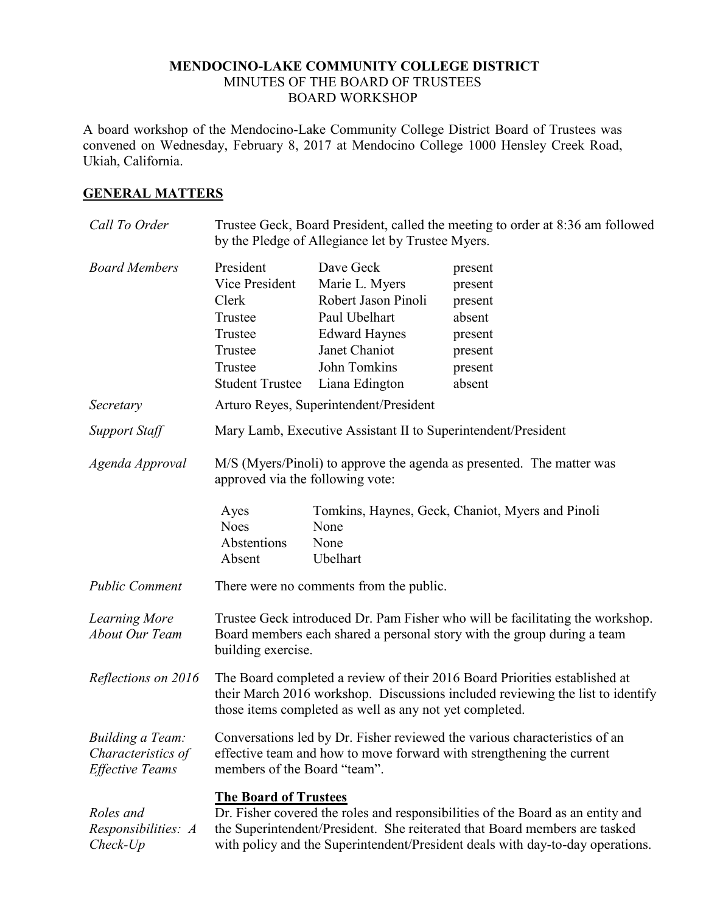**MENDOCINO-LAKE COMMUNITY COLLEGE DISTRICT**
MINUTES OF THE BOARD OF TRUSTEES
BOARD WORKSHOP

A board workshop of the Mendocino-Lake Community College District Board of Trustees was convened on Wednesday, February 8, 2017 at Mendocino College 1000 Hensley Creek Road, Ukiah, California.

## GENERAL MATTERS

*Call To Order*

Trustee Geck, Board President, called the meeting to order at 8:36 am followed by the Pledge of Allegiance let by Trustee Myers.

*Board Members*

| | | |
|---|---|---|
| President | Dave Geck | present |
| Vice President | Marie L. Myers | present |
| Clerk | Robert Jason Pinoli | present |
| Trustee | Paul Ubelhart | absent |
| Trustee | Edward Haynes | present |
| Trustee | Janet Chaniot | present |
| Trustee | John Tomkins | present |
| Student Trustee | Liana Edington | absent |

*Secretary*

Arturo Reyes, Superintendent/President

*Support Staff*

Mary Lamb, Executive Assistant II to Superintendent/President

*Agenda Approval*

M/S (Myers/Pinoli) to approve the agenda as presented. The matter was approved via the following vote:

| | |
|---|---|
| Ayes | Tomkins, Haynes, Geck, Chaniot, Myers and Pinoli |
| Noes | None |
| Abstentions | None |
| Absent | Ubelhart |

*Public Comment*

There were no comments from the public.

*Learning More About Our Team*

Trustee Geck introduced Dr. Pam Fisher who will be facilitating the workshop. Board members each shared a personal story with the group during a team building exercise.

*Reflections on 2016*

The Board completed a review of their 2016 Board Priorities established at their March 2016 workshop. Discussions included reviewing the list to identify those items completed as well as any not yet completed.

*Building a Team: Characteristics of Effective Teams*

Conversations led by Dr. Fisher reviewed the various characteristics of an effective team and how to move forward with strengthening the current members of the Board "team".

*Roles and Responsibilities: A Check-Up*

**The Board of Trustees**
Dr. Fisher covered the roles and responsibilities of the Board as an entity and the Superintendent/President. She reiterated that Board members are tasked with policy and the Superintendent/President deals with day-to-day operations.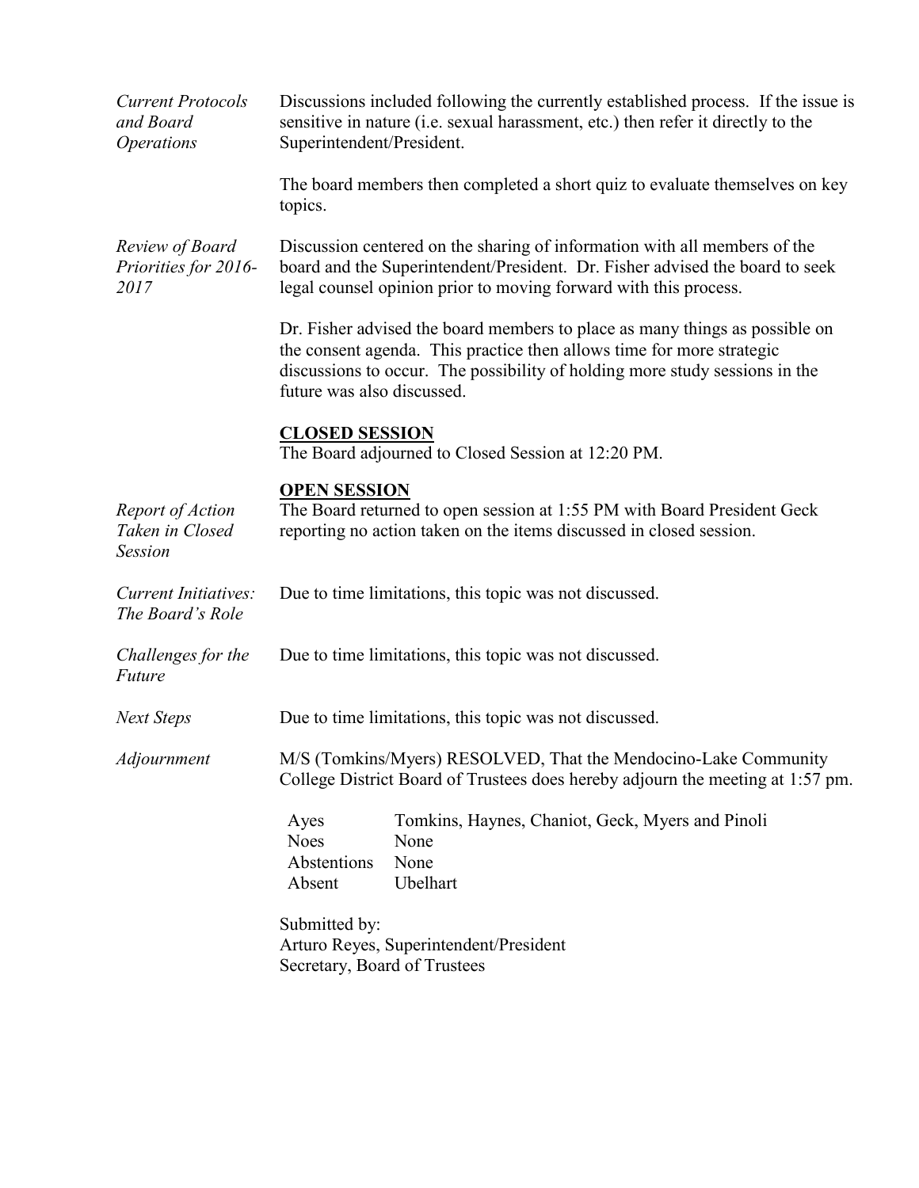*Current Protocols and Board Operations*

Discussions included following the currently established process. If the issue is sensitive in nature (i.e. sexual harassment, etc.) then refer it directly to the Superintendent/President.

The board members then completed a short quiz to evaluate themselves on key topics.

*Review of Board Priorities for 2016-2017*

Discussion centered on the sharing of information with all members of the board and the Superintendent/President. Dr. Fisher advised the board to seek legal counsel opinion prior to moving forward with this process.

Dr. Fisher advised the board members to place as many things as possible on the consent agenda. This practice then allows time for more strategic discussions to occur. The possibility of holding more study sessions in the future was also discussed.

**CLOSED SESSION**

The Board adjourned to Closed Session at 12:20 PM.

**OPEN SESSION**

*Report of Action Taken in Closed Session*

The Board returned to open session at 1:55 PM with Board President Geck reporting no action taken on the items discussed in closed session.

*Current Initiatives: The Board's Role*

Due to time limitations, this topic was not discussed.

*Challenges for the Future*

Due to time limitations, this topic was not discussed.

*Next Steps*

Due to time limitations, this topic was not discussed.

*Adjournment*

M/S (Tomkins/Myers) RESOLVED, That the Mendocino-Lake Community College District Board of Trustees does hereby adjourn the meeting at 1:57 pm.

| | |
|---|---|
| Ayes | Tomkins, Haynes, Chaniot, Geck, Myers and Pinoli |
| Noes | None |
| Abstentions | None |
| Absent | Ubelhart |

Submitted by:
Arturo Reyes, Superintendent/President
Secretary, Board of Trustees